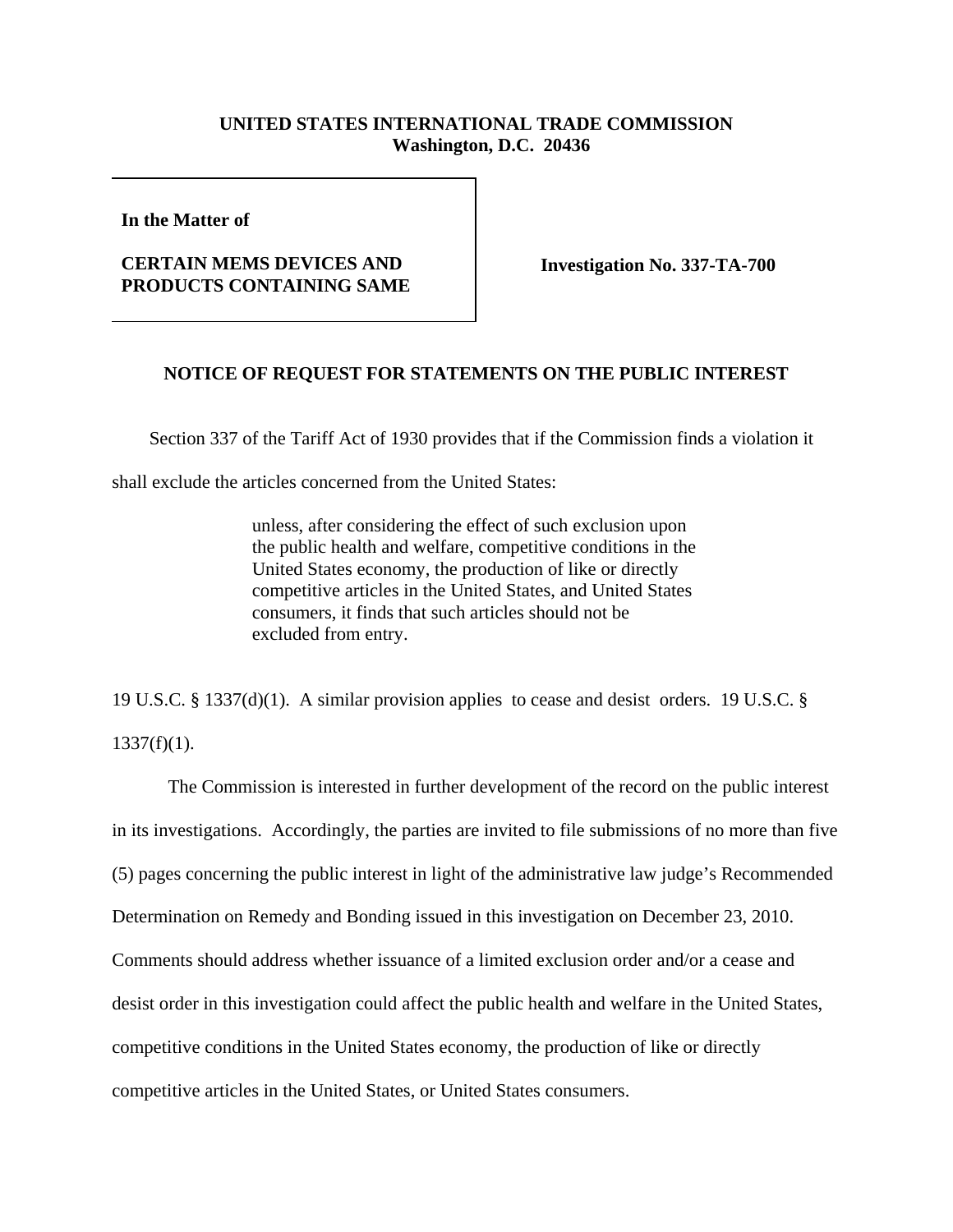**UNITED STATES INTERNATIONAL TRADE COMMISSION**
**Washington, D.C. 20436**

**In the Matter of**

**CERTAIN MEMS DEVICES AND PRODUCTS CONTAINING SAME**

**Investigation No. 337-TA-700**

## NOTICE OF REQUEST FOR STATEMENTS ON THE PUBLIC INTEREST

Section 337 of the Tariff Act of 1930 provides that if the Commission finds a violation it shall exclude the articles concerned from the United States:

> unless, after considering the effect of such exclusion upon the public health and welfare, competitive conditions in the United States economy, the production of like or directly competitive articles in the United States, and United States consumers, it finds that such articles should not be excluded from entry.

19 U.S.C. § 1337(d)(1). A similar provision applies to cease and desist orders. 19 U.S.C. § 1337(f)(1).

The Commission is interested in further development of the record on the public interest in its investigations. Accordingly, the parties are invited to file submissions of no more than five (5) pages concerning the public interest in light of the administrative law judge's Recommended Determination on Remedy and Bonding issued in this investigation on December 23, 2010. Comments should address whether issuance of a limited exclusion order and/or a cease and desist order in this investigation could affect the public health and welfare in the United States, competitive conditions in the United States economy, the production of like or directly competitive articles in the United States, or United States consumers.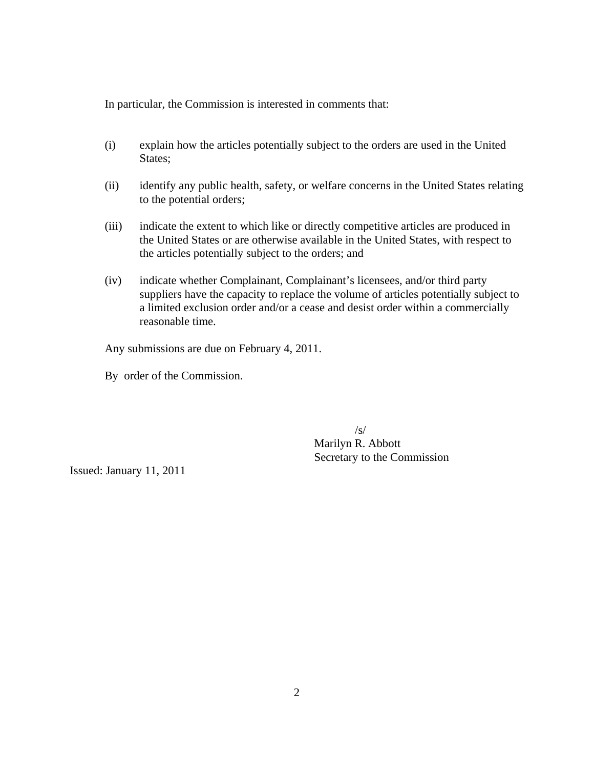In particular, the Commission is interested in comments that:

(i) explain how the articles potentially subject to the orders are used in the United States;

(ii) identify any public health, safety, or welfare concerns in the United States relating to the potential orders;

(iii) indicate the extent to which like or directly competitive articles are produced in the United States or are otherwise available in the United States, with respect to the articles potentially subject to the orders; and

(iv) indicate whether Complainant, Complainant's licensees, and/or third party suppliers have the capacity to replace the volume of articles potentially subject to a limited exclusion order and/or a cease and desist order within a commercially reasonable time.

Any submissions are due on February 4, 2011.

By order of the Commission.

/s/
Marilyn R. Abbott
Secretary to the Commission

Issued: January 11, 2011